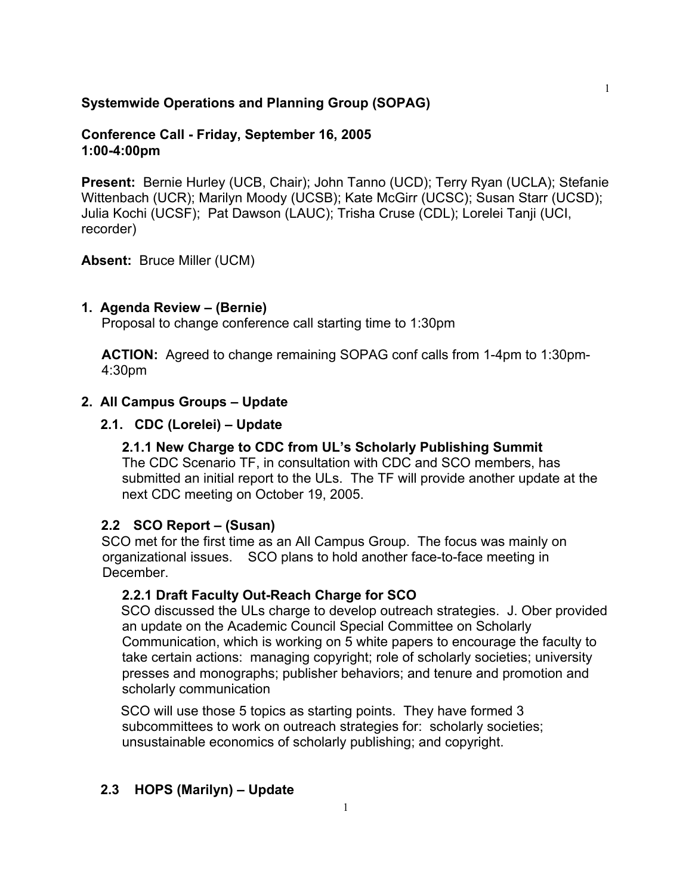**Systemwide Operations and Planning Group (SOPAG)**

**Conference Call - Friday, September 16, 2005**
**1:00-4:00pm**

**Present:** Bernie Hurley (UCB, Chair); John Tanno (UCD); Terry Ryan (UCLA); Stefanie Wittenbach (UCR); Marilyn Moody (UCSB); Kate McGirr (UCSC); Susan Starr (UCSD); Julia Kochi (UCSF); Pat Dawson (LAUC); Trisha Cruse (CDL); Lorelei Tanji (UCI, recorder)

**Absent:** Bruce Miller (UCM)

## 1. Agenda Review – (Bernie)

Proposal to change conference call starting time to 1:30pm

**ACTION:** Agreed to change remaining SOPAG conf calls from 1-4pm to 1:30pm-4:30pm

## 2. All Campus Groups – Update

### 2.1. CDC (Lorelei) – Update

#### 2.1.1 New Charge to CDC from UL's Scholarly Publishing Summit

The CDC Scenario TF, in consultation with CDC and SCO members, has submitted an initial report to the ULs. The TF will provide another update at the next CDC meeting on October 19, 2005.

### 2.2 SCO Report – (Susan)

SCO met for the first time as an All Campus Group. The focus was mainly on organizational issues. SCO plans to hold another face-to-face meeting in December.

#### 2.2.1 Draft Faculty Out-Reach Charge for SCO

SCO discussed the ULs charge to develop outreach strategies. J. Ober provided an update on the Academic Council Special Committee on Scholarly Communication, which is working on 5 white papers to encourage the faculty to take certain actions: managing copyright; role of scholarly societies; university presses and monographs; publisher behaviors; and tenure and promotion and scholarly communication

SCO will use those 5 topics as starting points. They have formed 3 subcommittees to work on outreach strategies for: scholarly societies; unsustainable economics of scholarly publishing; and copyright.

### 2.3 HOPS (Marilyn) – Update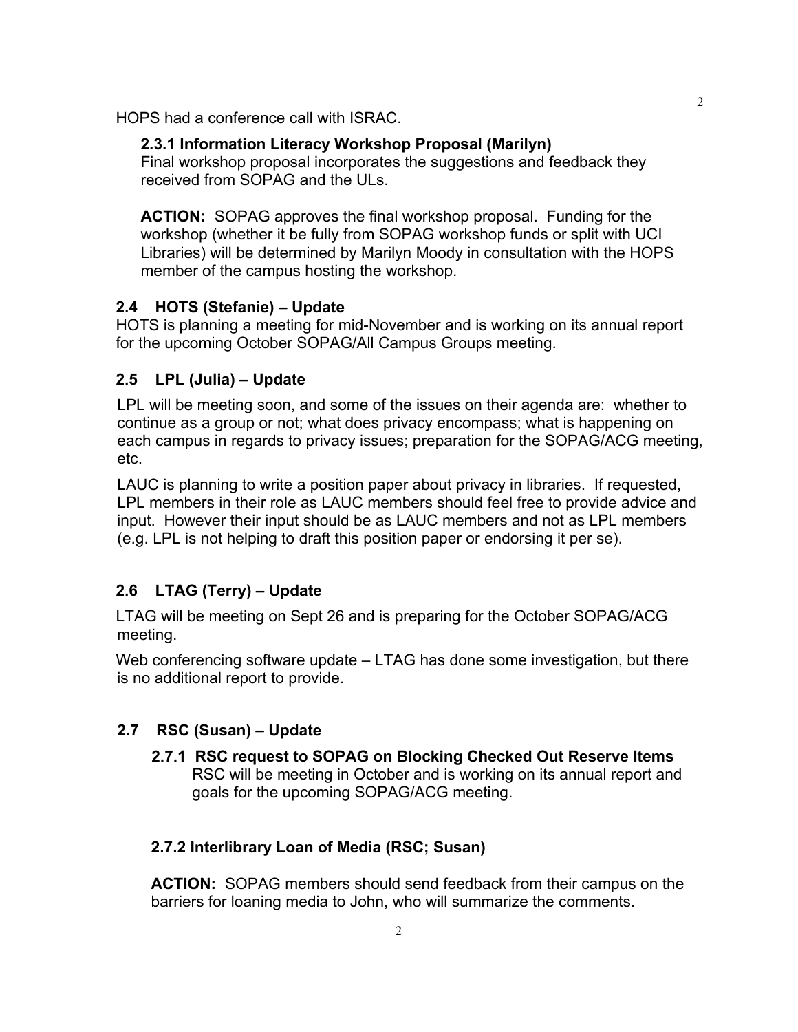HOPS had a conference call with ISRAC.

#### 2.3.1 Information Literacy Workshop Proposal (Marilyn)

Final workshop proposal incorporates the suggestions and feedback they received from SOPAG and the ULs.

**ACTION:** SOPAG approves the final workshop proposal. Funding for the workshop (whether it be fully from SOPAG workshop funds or split with UCI Libraries) will be determined by Marilyn Moody in consultation with the HOPS member of the campus hosting the workshop.

### 2.4 HOTS (Stefanie) – Update

HOTS is planning a meeting for mid-November and is working on its annual report for the upcoming October SOPAG/All Campus Groups meeting.

### 2.5 LPL (Julia) – Update

LPL will be meeting soon, and some of the issues on their agenda are: whether to continue as a group or not; what does privacy encompass; what is happening on each campus in regards to privacy issues; preparation for the SOPAG/ACG meeting, etc.

LAUC is planning to write a position paper about privacy in libraries. If requested, LPL members in their role as LAUC members should feel free to provide advice and input. However their input should be as LAUC members and not as LPL members (e.g. LPL is not helping to draft this position paper or endorsing it per se).

### 2.6 LTAG (Terry) – Update

LTAG will be meeting on Sept 26 and is preparing for the October SOPAG/ACG meeting.

Web conferencing software update – LTAG has done some investigation, but there is no additional report to provide.

### 2.7 RSC (Susan) – Update

#### 2.7.1 RSC request to SOPAG on Blocking Checked Out Reserve Items

RSC will be meeting in October and is working on its annual report and goals for the upcoming SOPAG/ACG meeting.

#### 2.7.2 Interlibrary Loan of Media (RSC; Susan)

**ACTION:** SOPAG members should send feedback from their campus on the barriers for loaning media to John, who will summarize the comments.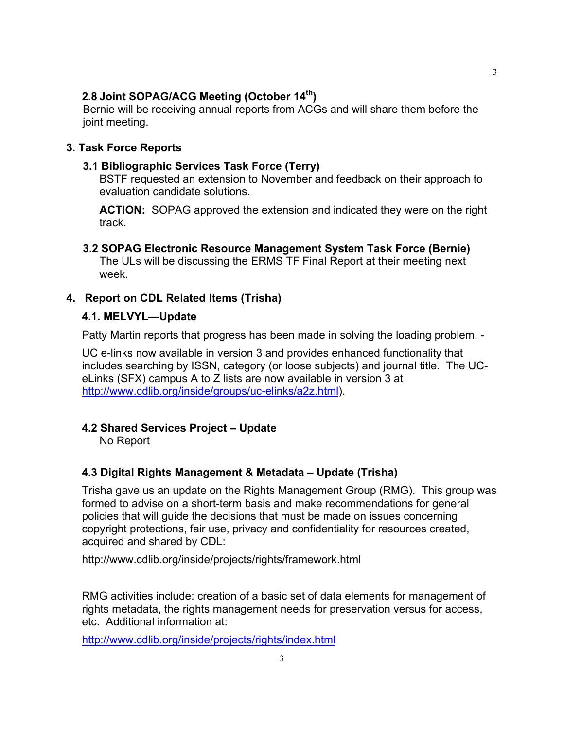### 2.8 Joint SOPAG/ACG Meeting (October 14th)

Bernie will be receiving annual reports from ACGs and will share them before the joint meeting.

## 3. Task Force Reports

### 3.1 Bibliographic Services Task Force (Terry)

BSTF requested an extension to November and feedback on their approach to evaluation candidate solutions.

**ACTION:** SOPAG approved the extension and indicated they were on the right track.

### 3.2 SOPAG Electronic Resource Management System Task Force (Bernie)

The ULs will be discussing the ERMS TF Final Report at their meeting next week.

## 4. Report on CDL Related Items (Trisha)

### 4.1. MELVYL—Update

Patty Martin reports that progress has been made in solving the loading problem. -

UC e-links now available in version 3 and provides enhanced functionality that includes searching by ISSN, category (or loose subjects) and journal title. The UC-eLinks (SFX) campus A to Z lists are now available in version 3 at http://www.cdlib.org/inside/groups/uc-elinks/a2z.html).

### 4.2 Shared Services Project – Update

No Report

### 4.3 Digital Rights Management & Metadata – Update (Trisha)

Trisha gave us an update on the Rights Management Group (RMG). This group was formed to advise on a short-term basis and make recommendations for general policies that will guide the decisions that must be made on issues concerning copyright protections, fair use, privacy and confidentiality for resources created, acquired and shared by CDL:

http://www.cdlib.org/inside/projects/rights/framework.html

RMG activities include: creation of a basic set of data elements for management of rights metadata, the rights management needs for preservation versus for access, etc. Additional information at:

http://www.cdlib.org/inside/projects/rights/index.html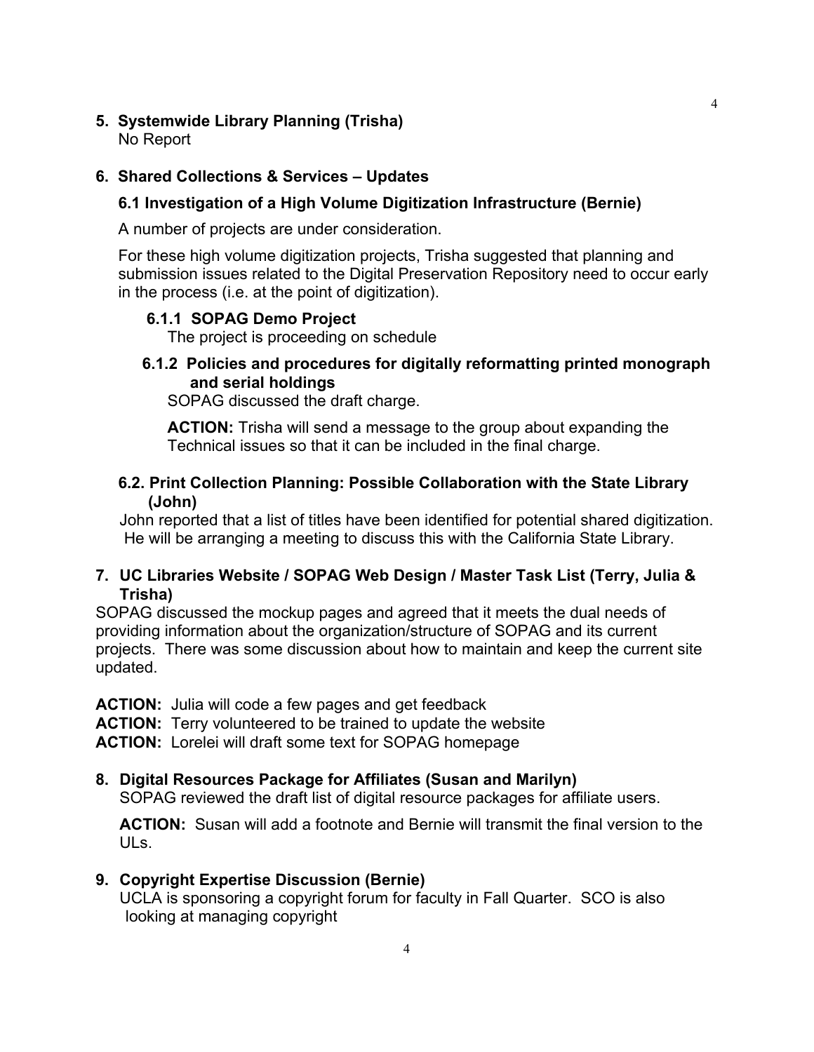## 5. Systemwide Library Planning (Trisha)

No Report

## 6. Shared Collections & Services – Updates

### 6.1 Investigation of a High Volume Digitization Infrastructure (Bernie)

A number of projects are under consideration.

For these high volume digitization projects, Trisha suggested that planning and submission issues related to the Digital Preservation Repository need to occur early in the process (i.e. at the point of digitization).

#### 6.1.1 SOPAG Demo Project

The project is proceeding on schedule

#### 6.1.2 Policies and procedures for digitally reformatting printed monograph and serial holdings

SOPAG discussed the draft charge.

**ACTION:** Trisha will send a message to the group about expanding the Technical issues so that it can be included in the final charge.

### 6.2. Print Collection Planning: Possible Collaboration with the State Library (John)

John reported that a list of titles have been identified for potential shared digitization. He will be arranging a meeting to discuss this with the California State Library.

## 7. UC Libraries Website / SOPAG Web Design / Master Task List (Terry, Julia & Trisha)

SOPAG discussed the mockup pages and agreed that it meets the dual needs of providing information about the organization/structure of SOPAG and its current projects. There was some discussion about how to maintain and keep the current site updated.

**ACTION:** Julia will code a few pages and get feedback
**ACTION:** Terry volunteered to be trained to update the website
**ACTION:** Lorelei will draft some text for SOPAG homepage

## 8. Digital Resources Package for Affiliates (Susan and Marilyn)

SOPAG reviewed the draft list of digital resource packages for affiliate users.

**ACTION:** Susan will add a footnote and Bernie will transmit the final version to the ULs.

## 9. Copyright Expertise Discussion (Bernie)

UCLA is sponsoring a copyright forum for faculty in Fall Quarter. SCO is also looking at managing copyright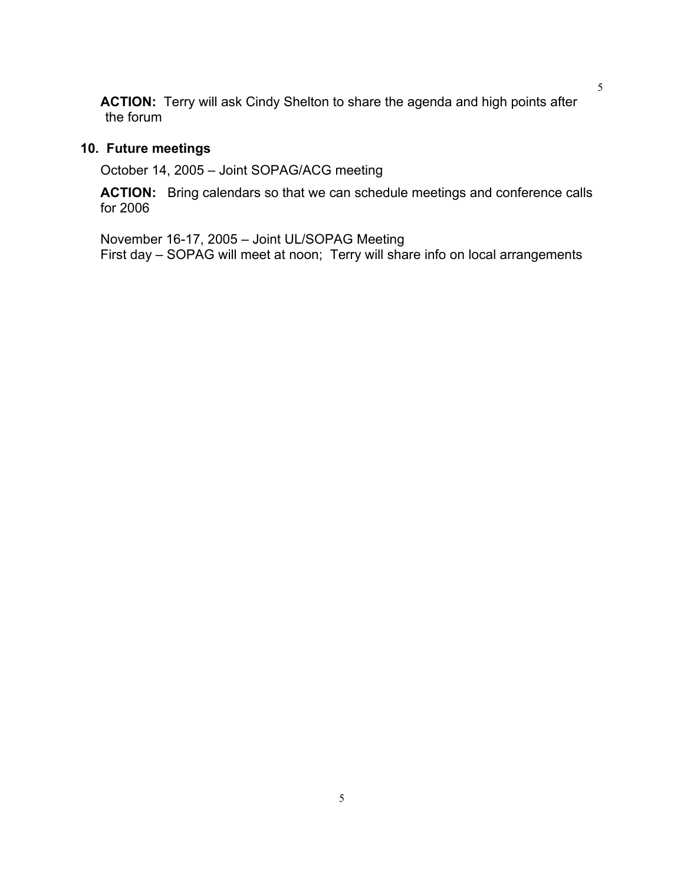**ACTION:** Terry will ask Cindy Shelton to share the agenda and high points after the forum

## 10. Future meetings

October 14, 2005 – Joint SOPAG/ACG meeting

**ACTION:** Bring calendars so that we can schedule meetings and conference calls for 2006

November 16-17, 2005 – Joint UL/SOPAG Meeting
First day – SOPAG will meet at noon; Terry will share info on local arrangements